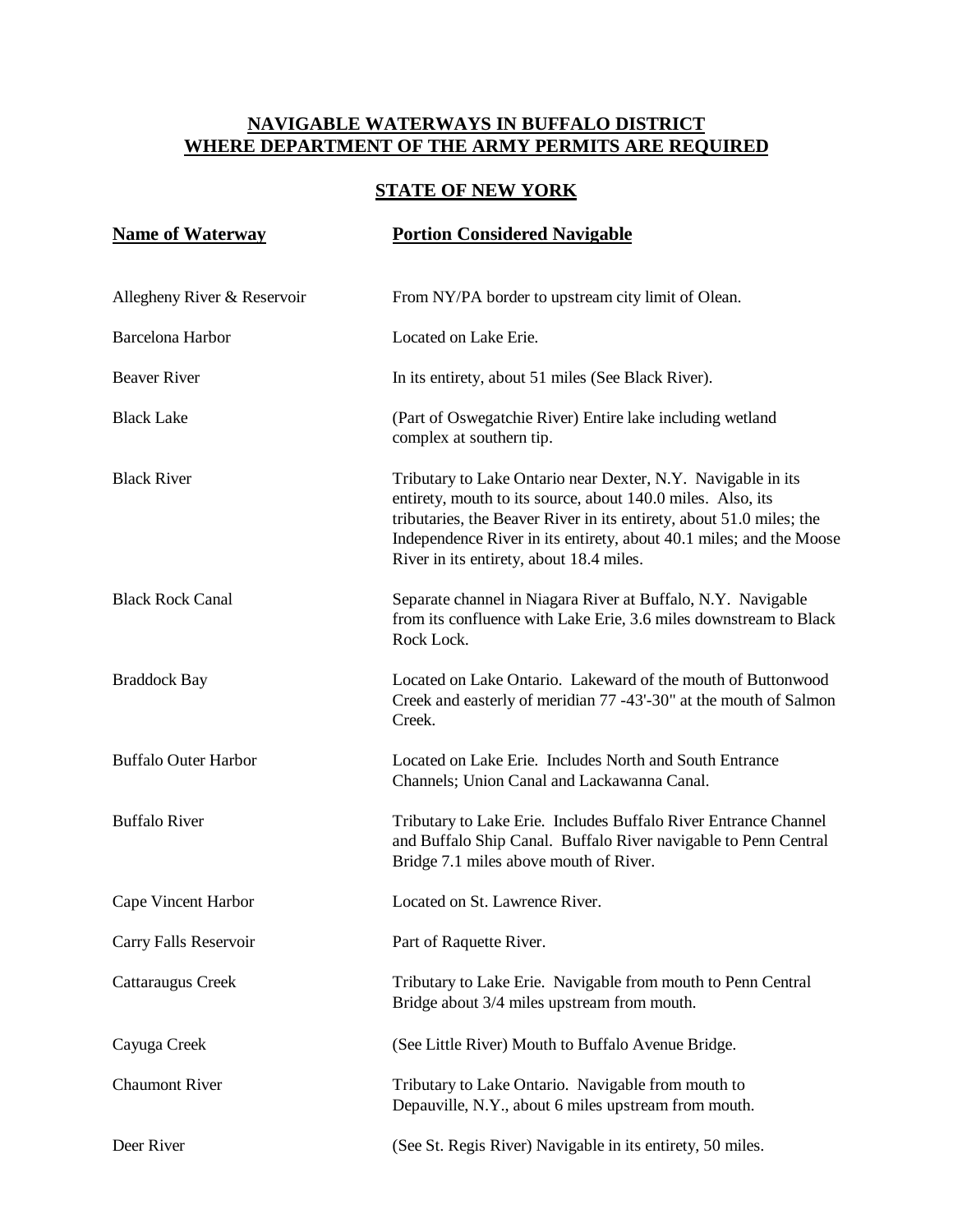## NAVIGABLE WATERWAYS IN BUFFALO DISTRICT WHERE DEPARTMENT OF THE ARMY PERMITS ARE REQUIRED

### STATE OF NEW YORK

| Name of Waterway | Portion Considered Navigable |
| --- | --- |
| Allegheny River & Reservoir | From NY/PA border to upstream city limit of Olean. |
| Barcelona Harbor | Located on Lake Erie. |
| Beaver River | In its entirety, about 51 miles (See Black River). |
| Black Lake | (Part of Oswegatchie River) Entire lake including wetland complex at southern tip. |
| Black River | Tributary to Lake Ontario near Dexter, N.Y. Navigable in its entirety, mouth to its source, about 140.0 miles. Also, its tributaries, the Beaver River in its entirety, about 51.0 miles; the Independence River in its entirety, about 40.1 miles; and the Moose River in its entirety, about 18.4 miles. |
| Black Rock Canal | Separate channel in Niagara River at Buffalo, N.Y. Navigable from its confluence with Lake Erie, 3.6 miles downstream to Black Rock Lock. |
| Braddock Bay | Located on Lake Ontario. Lakeward of the mouth of Buttonwood Creek and easterly of meridian 77 -43'-30" at the mouth of Salmon Creek. |
| Buffalo Outer Harbor | Located on Lake Erie. Includes North and South Entrance Channels; Union Canal and Lackawanna Canal. |
| Buffalo River | Tributary to Lake Erie. Includes Buffalo River Entrance Channel and Buffalo Ship Canal. Buffalo River navigable to Penn Central Bridge 7.1 miles above mouth of River. |
| Cape Vincent Harbor | Located on St. Lawrence River. |
| Carry Falls Reservoir | Part of Raquette River. |
| Cattaraugus Creek | Tributary to Lake Erie. Navigable from mouth to Penn Central Bridge about 3/4 miles upstream from mouth. |
| Cayuga Creek | (See Little River) Mouth to Buffalo Avenue Bridge. |
| Chaumont River | Tributary to Lake Ontario. Navigable from mouth to Depauville, N.Y., about 6 miles upstream from mouth. |
| Deer River | (See St. Regis River) Navigable in its entirety, 50 miles. |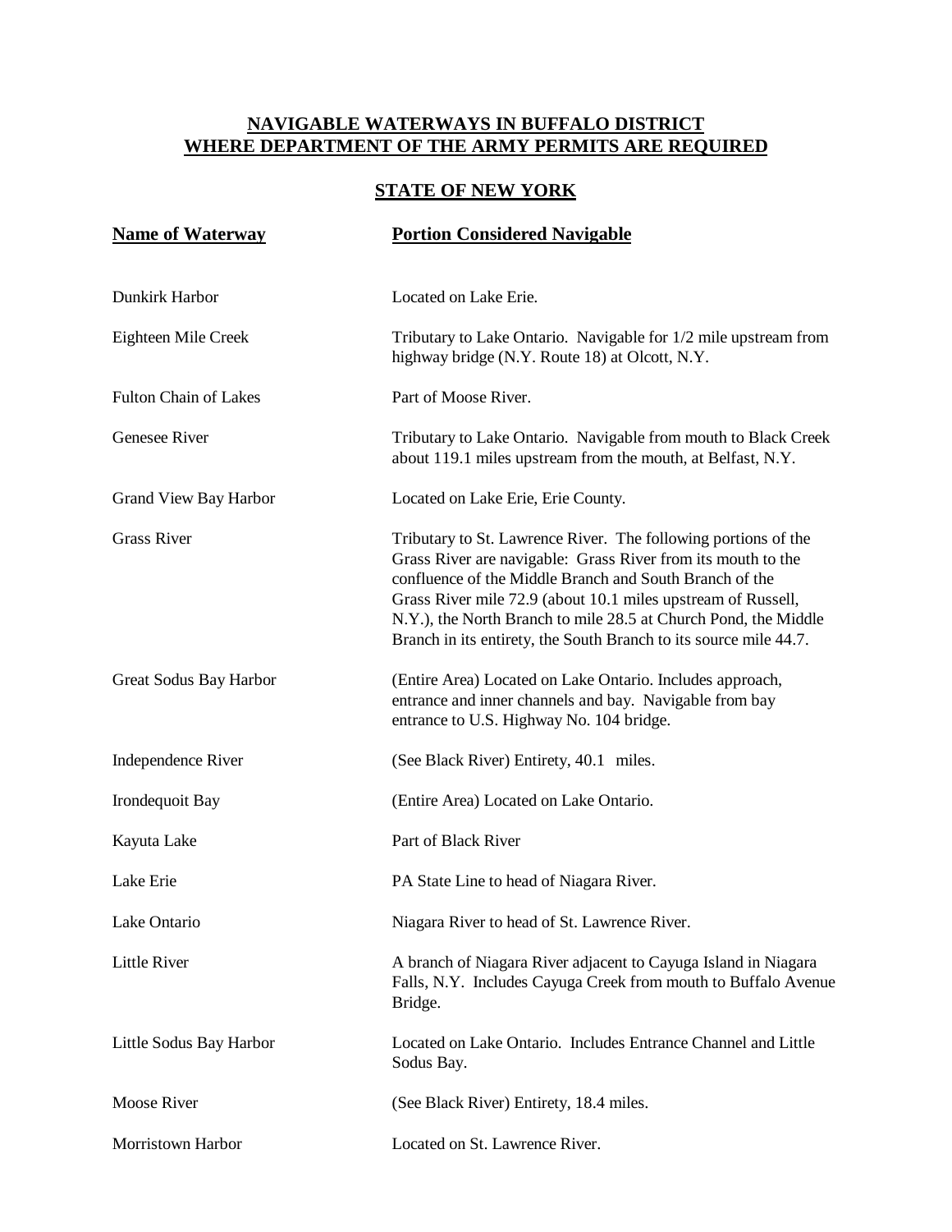**NAVIGABLE WATERWAYS IN BUFFALO DISTRICT**
**WHERE DEPARTMENT OF THE ARMY PERMITS ARE REQUIRED**

**STATE OF NEW YORK**

| Name of Waterway | Portion Considered Navigable |
|---|---|
| Dunkirk Harbor | Located on Lake Erie. |
| Eighteen Mile Creek | Tributary to Lake Ontario. Navigable for 1/2 mile upstream from highway bridge (N.Y. Route 18) at Olcott, N.Y. |
| Fulton Chain of Lakes | Part of Moose River. |
| Genesee River | Tributary to Lake Ontario. Navigable from mouth to Black Creek about 119.1 miles upstream from the mouth, at Belfast, N.Y. |
| Grand View Bay Harbor | Located on Lake Erie, Erie County. |
| Grass River | Tributary to St. Lawrence River. The following portions of the Grass River are navigable: Grass River from its mouth to the confluence of the Middle Branch and South Branch of the Grass River mile 72.9 (about 10.1 miles upstream of Russell, N.Y.), the North Branch to mile 28.5 at Church Pond, the Middle Branch in its entirety, the South Branch to its source mile 44.7. |
| Great Sodus Bay Harbor | (Entire Area) Located on Lake Ontario. Includes approach, entrance and inner channels and bay. Navigable from bay entrance to U.S. Highway No. 104 bridge. |
| Independence River | (See Black River) Entirety, 40.1 miles. |
| Irondequoit Bay | (Entire Area) Located on Lake Ontario. |
| Kayuta Lake | Part of Black River |
| Lake Erie | PA State Line to head of Niagara River. |
| Lake Ontario | Niagara River to head of St. Lawrence River. |
| Little River | A branch of Niagara River adjacent to Cayuga Island in Niagara Falls, N.Y. Includes Cayuga Creek from mouth to Buffalo Avenue Bridge. |
| Little Sodus Bay Harbor | Located on Lake Ontario. Includes Entrance Channel and Little Sodus Bay. |
| Moose River | (See Black River) Entirety, 18.4 miles. |
| Morristown Harbor | Located on St. Lawrence River. |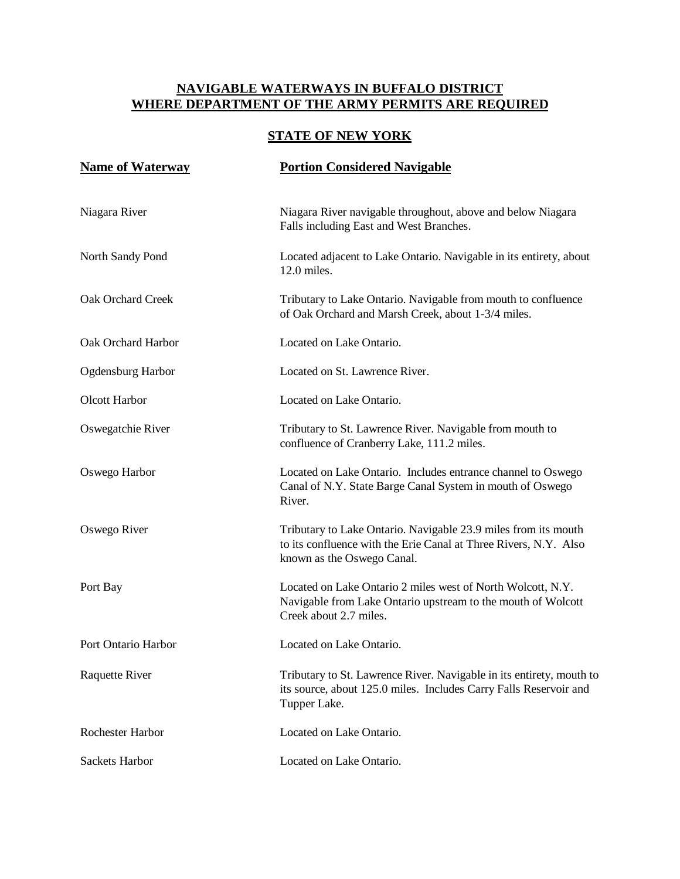# NAVIGABLE WATERWAYS IN BUFFALO DISTRICT WHERE DEPARTMENT OF THE ARMY PERMITS ARE REQUIRED

## STATE OF NEW YORK

| Name of Waterway | Portion Considered Navigable |
|---|---|
| Niagara River | Niagara River navigable throughout, above and below Niagara Falls including East and West Branches. |
| North Sandy Pond | Located adjacent to Lake Ontario. Navigable in its entirety, about 12.0 miles. |
| Oak Orchard Creek | Tributary to Lake Ontario. Navigable from mouth to confluence of Oak Orchard and Marsh Creek, about 1-3/4 miles. |
| Oak Orchard Harbor | Located on Lake Ontario. |
| Ogdensburg Harbor | Located on St. Lawrence River. |
| Olcott Harbor | Located on Lake Ontario. |
| Oswegatchie River | Tributary to St. Lawrence River. Navigable from mouth to confluence of Cranberry Lake, 111.2 miles. |
| Oswego Harbor | Located on Lake Ontario. Includes entrance channel to Oswego Canal of N.Y. State Barge Canal System in mouth of Oswego River. |
| Oswego River | Tributary to Lake Ontario. Navigable 23.9 miles from its mouth to its confluence with the Erie Canal at Three Rivers, N.Y. Also known as the Oswego Canal. |
| Port Bay | Located on Lake Ontario 2 miles west of North Wolcott, N.Y. Navigable from Lake Ontario upstream to the mouth of Wolcott Creek about 2.7 miles. |
| Port Ontario Harbor | Located on Lake Ontario. |
| Raquette River | Tributary to St. Lawrence River. Navigable in its entirety, mouth to its source, about 125.0 miles. Includes Carry Falls Reservoir and Tupper Lake. |
| Rochester Harbor | Located on Lake Ontario. |
| Sackets Harbor | Located on Lake Ontario. |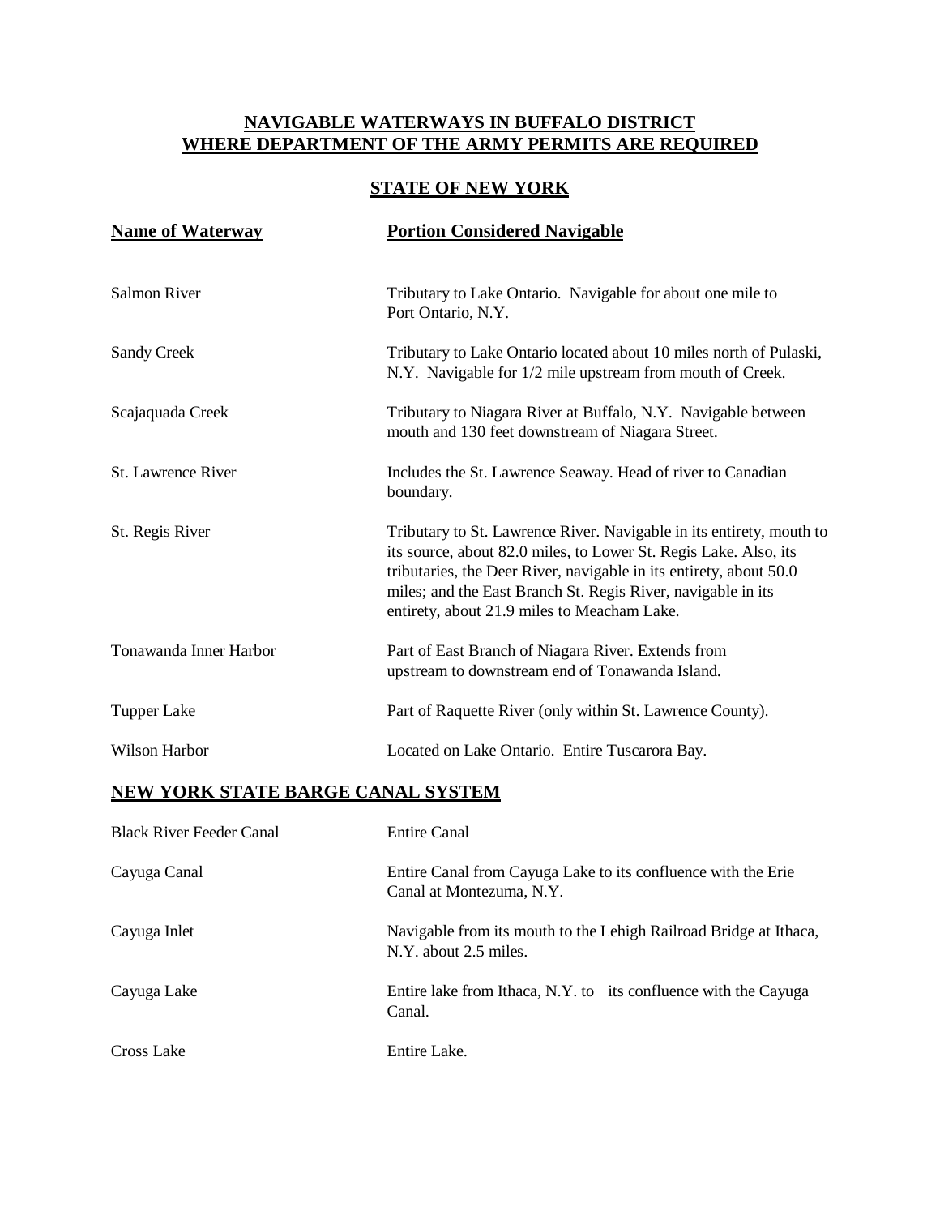## NAVIGABLE WATERWAYS IN BUFFALO DISTRICT WHERE DEPARTMENT OF THE ARMY PERMITS ARE REQUIRED

### STATE OF NEW YORK

| Name of Waterway | Portion Considered Navigable |
|---|---|
| Salmon River | Tributary to Lake Ontario. Navigable for about one mile to Port Ontario, N.Y. |
| Sandy Creek | Tributary to Lake Ontario located about 10 miles north of Pulaski, N.Y. Navigable for 1/2 mile upstream from mouth of Creek. |
| Scajaquada Creek | Tributary to Niagara River at Buffalo, N.Y. Navigable between mouth and 130 feet downstream of Niagara Street. |
| St. Lawrence River | Includes the St. Lawrence Seaway. Head of river to Canadian boundary. |
| St. Regis River | Tributary to St. Lawrence River. Navigable in its entirety, mouth to its source, about 82.0 miles, to Lower St. Regis Lake. Also, its tributaries, the Deer River, navigable in its entirety, about 50.0 miles; and the East Branch St. Regis River, navigable in its entirety, about 21.9 miles to Meacham Lake. |
| Tonawanda Inner Harbor | Part of East Branch of Niagara River. Extends from upstream to downstream end of Tonawanda Island. |
| Tupper Lake | Part of Raquette River (only within St. Lawrence County). |
| Wilson Harbor | Located on Lake Ontario. Entire Tuscarora Bay. |

### NEW YORK STATE BARGE CANAL SYSTEM

| | |
|---|---|
| Black River Feeder Canal | Entire Canal |
| Cayuga Canal | Entire Canal from Cayuga Lake to its confluence with the Erie Canal at Montezuma, N.Y. |
| Cayuga Inlet | Navigable from its mouth to the Lehigh Railroad Bridge at Ithaca, N.Y. about 2.5 miles. |
| Cayuga Lake | Entire lake from Ithaca, N.Y. to its confluence with the Cayuga Canal. |
| Cross Lake | Entire Lake. |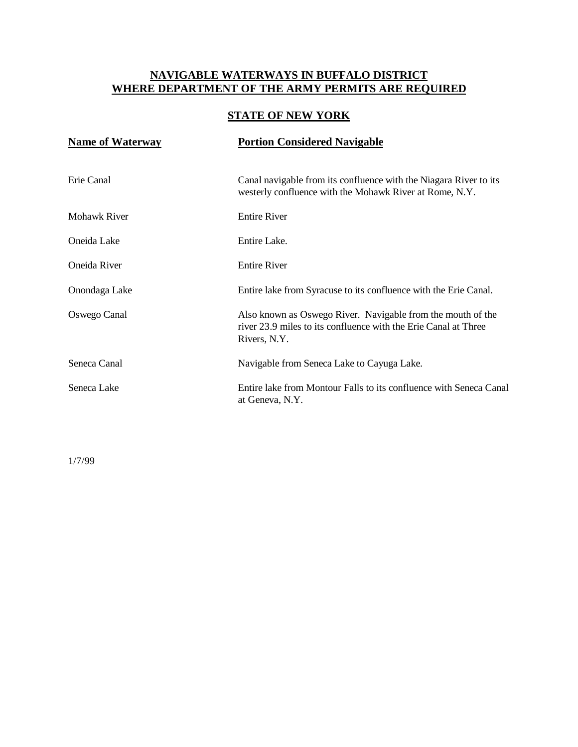## NAVIGABLE WATERWAYS IN BUFFALO DISTRICT WHERE DEPARTMENT OF THE ARMY PERMITS ARE REQUIRED

## STATE OF NEW YORK

| Name of Waterway | Portion Considered Navigable |
|---|---|
| Erie Canal | Canal navigable from its confluence with the Niagara River to its westerly confluence with the Mohawk River at Rome, N.Y. |
| Mohawk River | Entire River |
| Oneida Lake | Entire Lake. |
| Oneida River | Entire River |
| Onondaga Lake | Entire lake from Syracuse to its confluence with the Erie Canal. |
| Oswego Canal | Also known as Oswego River. Navigable from the mouth of the river 23.9 miles to its confluence with the Erie Canal at Three Rivers, N.Y. |
| Seneca Canal | Navigable from Seneca Lake to Cayuga Lake. |
| Seneca Lake | Entire lake from Montour Falls to its confluence with Seneca Canal at Geneva, N.Y. |

1/7/99